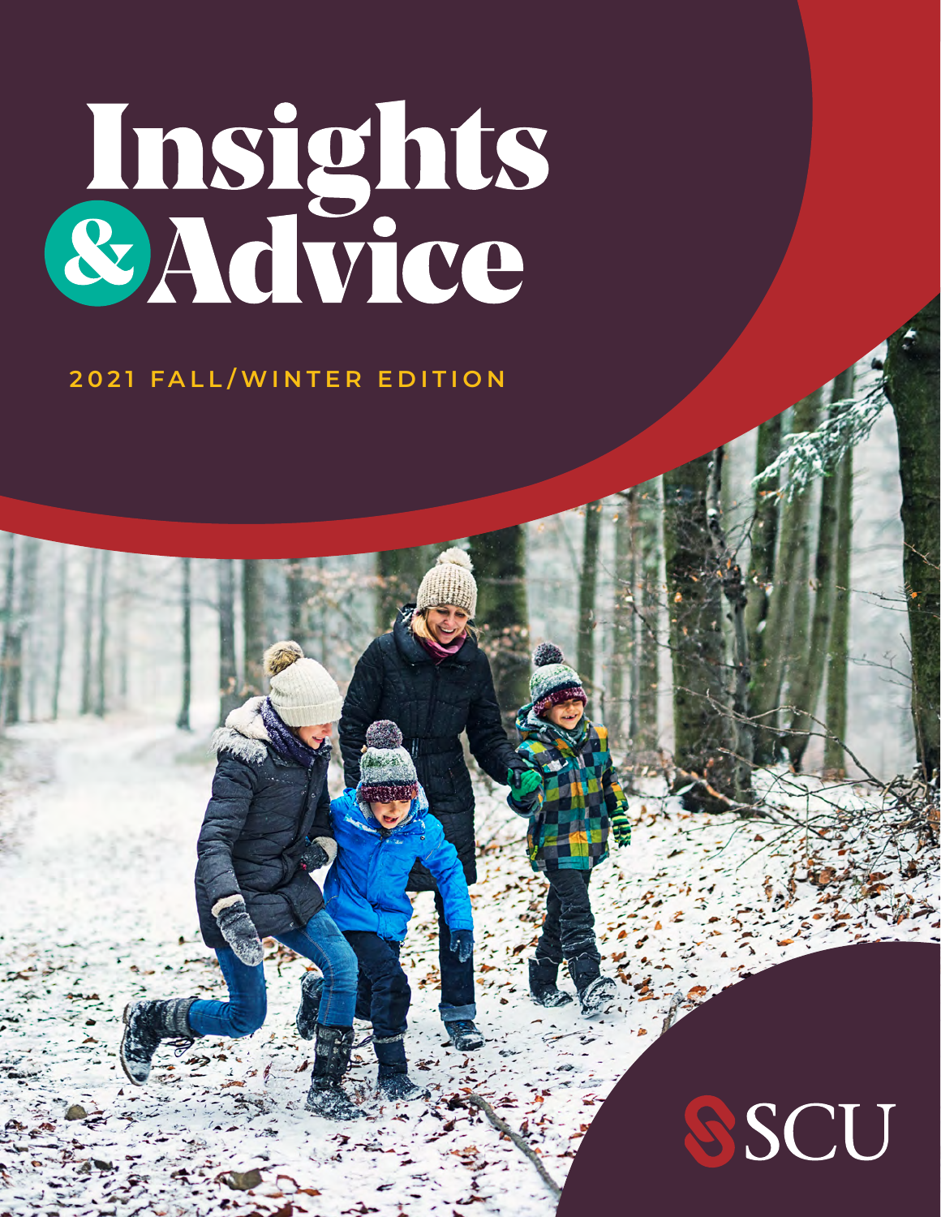# Insights & Advice

2021 FALL/WINTER EDITION

SCU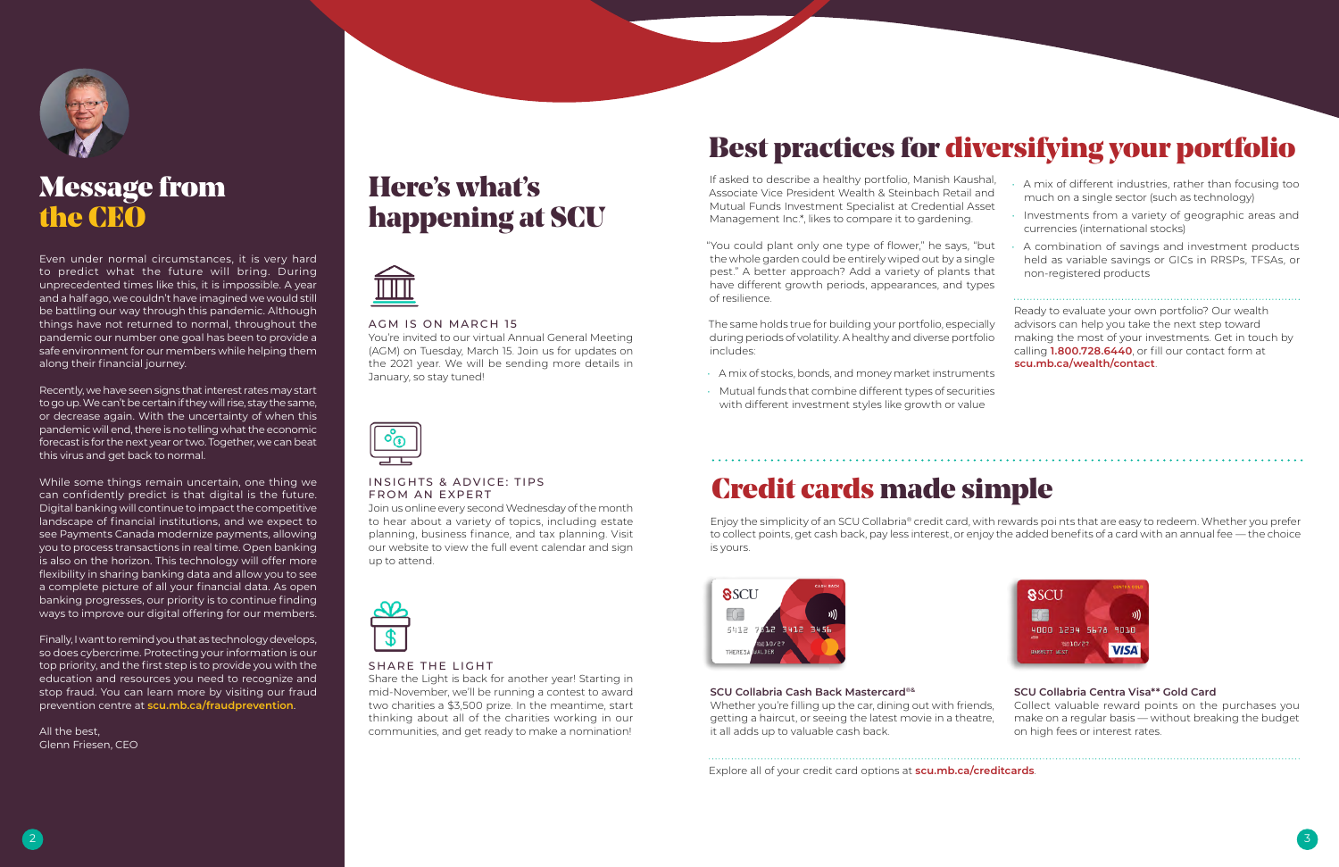# Message from the CEO

Even under normal circumstances, it is very hard to predict what the future will bring. During unprecedented times like this, it is impossible. A year and a half ago, we couldn't have imagined we would still be battling our way through this pandemic. Although things have not returned to normal, throughout the pandemic our number one goal has been to provide a safe environment for our members while helping them along their financial journey.

Recently, we have seen signs that interest rates may start to go up. We can't be certain if they will rise, stay the same, or decrease again. With the uncertainty of when this pandemic will end, there is no telling what the economic forecast is for the next year or two. Together, we can beat this virus and get back to normal.

While some things remain uncertain, one thing we can confidently predict is that digital is the future. Digital banking will continue to impact the competitive landscape of financial institutions, and we expect to see Payments Canada modernize payments, allowing you to process transactions in real time. Open banking is also on the horizon. This technology will offer more flexibility in sharing banking data and allow you to see a complete picture of all your financial data. As open banking progresses, our priority is to continue finding ways to improve our digital offering for our members.

Finally, I want to remind you that as technology develops, so does cybercrime. Protecting your information is our top priority, and the first step is to provide you with the education and resources you need to recognize and stop fraud. You can learn more by visiting our fraud prevention centre at **scu.mb.ca/fraudprevention**.

All the best,
Glenn Friesen, CEO

# Here's what's happening at SCU

### AGM IS ON MARCH 15

You're invited to our virtual Annual General Meeting (AGM) on Tuesday, March 15. Join us for updates on the 2021 year. We will be sending more details in January, so stay tuned!

### INSIGHTS & ADVICE: TIPS FROM AN EXPERT

Join us online every second Wednesday of the month to hear about a variety of topics, including estate planning, business finance, and tax planning. Visit our website to view the full event calendar and sign up to attend.

### SHARE THE LIGHT

Share the Light is back for another year! Starting in mid-November, we'll be running a contest to award two charities a $3,500 prize. In the meantime, start thinking about all of the charities working in our communities, and get ready to make a nomination!

# Best practices for diversifying your portfolio

If asked to describe a healthy portfolio, Manish Kaushal, Associate Vice President Wealth & Steinbach Retail and Mutual Funds Investment Specialist at Credential Asset Management Inc.*, likes to compare it to gardening.

"You could plant only one type of flower," he says, "but the whole garden could be entirely wiped out by a single pest." A better approach? Add a variety of plants that have different growth periods, appearances, and types of resilience.

The same holds true for building your portfolio, especially during periods of volatility. A healthy and diverse portfolio includes:

- A mix of stocks, bonds, and money market instruments
- Mutual funds that combine different types of securities with different investment styles like growth or value
- A mix of different industries, rather than focusing too much on a single sector (such as technology)
- Investments from a variety of geographic areas and currencies (international stocks)
- A combination of savings and investment products held as variable savings or GICs in RRSPs, TFSAs, or non-registered products

Ready to evaluate your own portfolio? Our wealth advisors can help you take the next step toward making the most of your investments. Get in touch by calling **1.800.728.6440**, or fill our contact form at **scu.mb.ca/wealth/contact**.

# Credit cards made simple

Enjoy the simplicity of an SCU Collabria® credit card, with rewards poi nts that are easy to redeem. Whether you prefer to collect points, get cash back, pay less interest, or enjoy the added benefits of a card with an annual fee — the choice is yours.

**SCU Collabria Cash Back Mastercard®&**

Whether you're filling up the car, dining out with friends, getting a haircut, or seeing the latest movie in a theatre, it all adds up to valuable cash back.

**SCU Collabria Centra Visa** Gold Card**

Collect valuable reward points on the purchases you make on a regular basis — without breaking the budget on high fees or interest rates.

Explore all of your credit card options at **scu.mb.ca/creditcards**.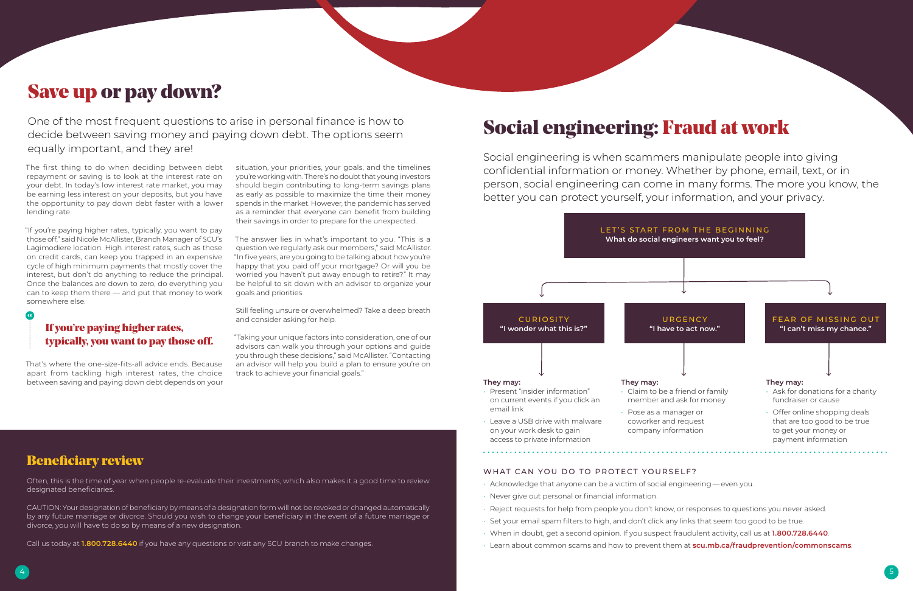# Save up or pay down?

One of the most frequent questions to arise in personal finance is how to decide between saving money and paying down debt. The options seem equally important, and they are!

The first thing to do when deciding between debt repayment or saving is to look at the interest rate on your debt. In today's low interest rate market, you may be earning less interest on your deposits, but you have the opportunity to pay down debt faster with a lower lending rate.

"If you're paying higher rates, typically, you want to pay those off," said Nicole McAllister, Branch Manager of SCU's Lagimodiere location. High interest rates, such as those on credit cards, can keep you trapped in an expensive cycle of high minimum payments that mostly cover the interest, but don't do anything to reduce the principal. Once the balances are down to zero, do everything you can to keep them there — and put that money to work somewhere else.

> **If you're paying higher rates, typically, you want to pay those off.**

That's where the one-size-fits-all advice ends. Because apart from tackling high interest rates, the choice between saving and paying down debt depends on your situation, your priorities, your goals, and the timelines you're working with. There's no doubt that young investors should begin contributing to long-term savings plans as early as possible to maximize the time their money spends in the market. However, the pandemic has served as a reminder that everyone can benefit from building their savings in order to prepare for the unexpected.

The answer lies in what's important to you. "This is a question we regularly ask our members," said McAllister. "In five years, are you going to be talking about how you're happy that you paid off your mortgage? Or will you be worried you haven't put away enough to retire?" It may be helpful to sit down with an advisor to organize your goals and priorities.

Still feeling unsure or overwhelmed? Take a deep breath and consider asking for help.

"Taking your unique factors into consideration, one of our advisors can walk you through your options and guide you through these decisions," said McAllister. "Contacting an advisor will help you build a plan to ensure you're on track to achieve your financial goals."

## Beneficiary review

Often, this is the time of year when people re-evaluate their investments, which also makes it a good time to review designated beneficiaries.

CAUTION: Your designation of beneficiary by means of a designation form will not be revoked or changed automatically by any future marriage or divorce. Should you wish to change your beneficiary in the event of a future marriage or divorce, you will have to do so by means of a new designation.

Call us today at **1.800.728.6440** if you have any questions or visit any SCU branch to make changes.

# Social engineering: Fraud at work

Social engineering is when scammers manipulate people into giving confidential information or money. Whether by phone, email, text, or in person, social engineering can come in many forms. The more you know, the better you can protect yourself, your information, and your privacy.

**LET'S START FROM THE BEGINNING**
**What do social engineers want you to feel?**

### CURIOSITY
**"I wonder what this is?"**

**They may:**
- Present "insider information" on current events if you click an email link
- Leave a USB drive with malware on your work desk to gain access to private information

### URGENCY
**"I have to act now."**

**They may:**
- Claim to be a friend or family member and ask for money
- Pose as a manager or coworker and request company information

### FEAR OF MISSING OUT
**"I can't miss my chance."**

**They may:**
- Ask for donations for a charity fundraiser or cause
- Offer online shopping deals that are too good to be true to get your money or payment information

### WHAT CAN YOU DO TO PROTECT YOURSELF?

- Acknowledge that anyone can be a victim of social engineering — even you.
- Never give out personal or financial information.
- Reject requests for help from people you don't know, or responses to questions you never asked.
- Set your email spam filters to high, and don't click any links that seem too good to be true.
- When in doubt, get a second opinion. If you suspect fraudulent activity, call us at **1.800.728.6440**.
- Learn about common scams and how to prevent them at **scu.mb.ca/fraudprevention/commonscams**.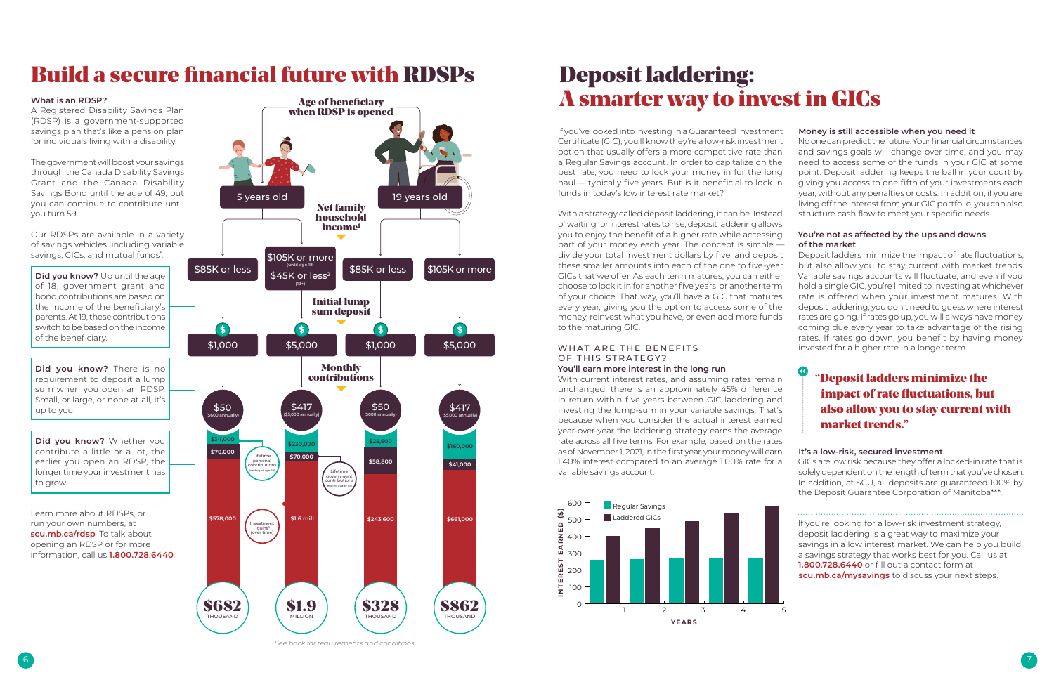# Build a secure financial future with RDSPs

**What is an RDSP?**
A Registered Disability Savings Plan (RDSP) is a government-supported savings plan that's like a pension plan for individuals living with a disability.

The government will boost your savings through the Canada Disability Savings Grant and the Canada Disability Savings Bond until the age of 49, but you can continue to contribute until you turn 59.

Our RDSPs are available in a variety of savings vehicles, including variable savings, GICs, and mutual funds*.

**Did you know?** Up until the age of 18, government grant and bond contributions are based on the income of the beneficiary's parents. At 19, these contributions switch to be based on the income of the beneficiary.

**Did you know?** There is no requirement to deposit a lump sum when you open an RDSP. Small, or large, or none at all, it's up to you!

**Did you know?** Whether you contribute a little or a lot, the earlier you open an RDSP, the longer time your investment has to grow.

Learn more about RDSPs, or run your own numbers, at **scu.mb.ca/rdsp**. To talk about opening an RDSP or for more information, call us **1.800.728.6440**.

| Age of beneficiary when RDSP is opened | 5 years old | 5 years old | 19 years old | 19 years old |
|---|---|---|---|---|
| Net family household income[1] | $85K or less | $105K or more (until age 18) / $45K or less[2] (19+) | $85K or less | $105K or more |
| Initial lump sum deposit | $1,000 | $5,000 | $1,000 | $5,000 |
| Monthly contributions | $50 ($600 annually) | $417 ($5,000 annually) | $50 ($600 annually) | $417 ($5,000 annually) |
| Lifetime personal contributions (ending at age 59) | $34,000 | $230,000 | $25,600 | $160,000 |
| Lifetime government contributions (ending at age 49) | $70,000 | $70,000 | $58,800 | $41,000 |
| Investment gains[3] (over time) | $578,000 | $1.6 mill | $243,600 | $661,000 |
| Total | $682 THOUSAND | $1.9 MILLION | $328 THOUSAND | $862 THOUSAND |

*See back for requirements and conditions*

# Deposit laddering: A smarter way to invest in GICs

If you've looked into investing in a Guaranteed Investment Certificate (GIC), you'll know they're a low-risk investment option that usually offers a more competitive rate than a Regular Savings account. In order to capitalize on the best rate, you need to lock your money in for the long haul — typically five years. But is it beneficial to lock in funds in today's low interest rate market?

With a strategy called deposit laddering, it can be. Instead of waiting for interest rates to rise, deposit laddering allows you to enjoy the benefit of a higher rate while accessing part of your money each year. The concept is simple — divide your total investment dollars by five, and deposit these smaller amounts into each of the one to five-year GICs that we offer. As each term matures, you can either choose to lock it in for another five years, or another term of your choice. That way, you'll have a GIC that matures every year, giving you the option to access some of the money, reinvest what you have, or even add more funds to the maturing GIC.

## WHAT ARE THE BENEFITS OF THIS STRATEGY?

**You'll earn more interest in the long run**
With current interest rates, and assuming rates remain unchanged, there is an approximately 45% difference in return within five years between GIC laddering and investing the lump-sum in your variable savings. That's because when you consider the actual interest earned year-over-year the laddering strategy earns the average rate across all five terms. For example, based on the rates as of November 1, 2021, in the first year, your money will earn 1.40% interest compared to an average 1.00% rate for a variable savings account.

**Money is still accessible when you need it**
No one can predict the future. Your financial circumstances and savings goals will change over time, and you may need to access some of the funds in your GIC at some point. Deposit laddering keeps the ball in your court by giving you access to one fifth of your investments each year, without any penalties or costs. In addition, if you are living off the interest from your GIC portfolio, you can also structure cash flow to meet your specific needs.

**You're not as affected by the ups and downs of the market**
Deposit ladders minimize the impact of rate fluctuations, but also allow you to stay current with market trends. Variable savings accounts will fluctuate, and even if you hold a single GIC, you're limited to investing at whichever rate is offered when your investment matures. With deposit laddering, you don't need to guess where interest rates are going. If rates go up, you will always have money coming due every year to take advantage of the rising rates. If rates go down, you benefit by having money invested for a higher rate in a longer term.

> "Deposit ladders minimize the impact of rate fluctuations, but also allow you to stay current with market trends."

**It's a low-risk, secured investment**
GICs are low risk because they offer a locked-in rate that is solely dependent on the length of term that you've chosen. In addition, at SCU, all deposits are guaranteed 100% by the Deposit Guarantee Corporation of Manitoba***.

If you're looking for a low-risk investment strategy, deposit laddering is a great way to maximize your savings in a low interest market. We can help you build a savings strategy that works best for you. Call us at **1.800.728.6440** or fill out a contact form at **scu.mb.ca/mysavings** to discuss your next steps.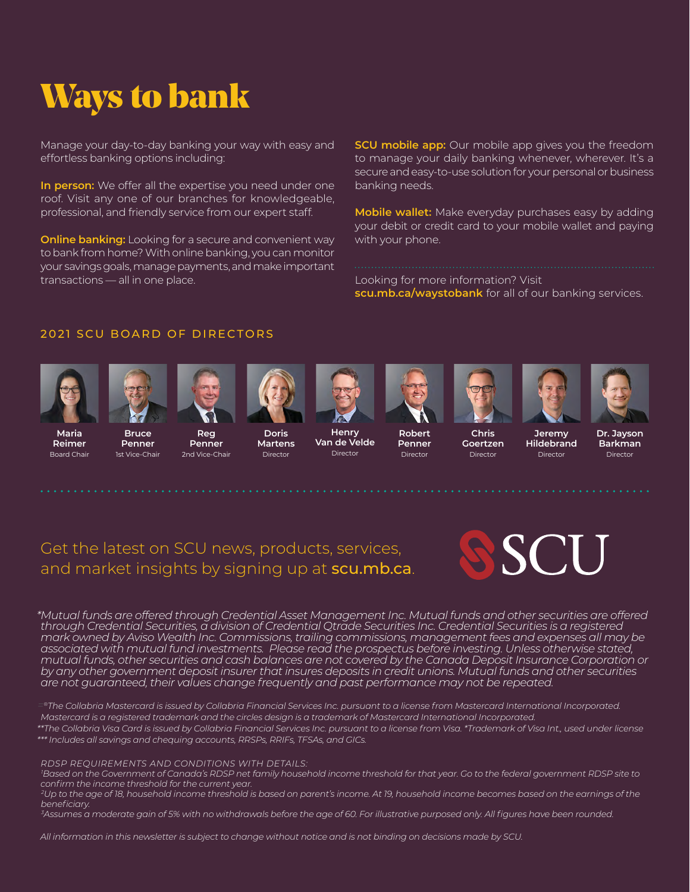# Ways to bank

Manage your day-to-day banking your way with easy and effortless banking options including:

**In person:** We offer all the expertise you need under one roof. Visit any one of our branches for knowledgeable, professional, and friendly service from our expert staff.

**Online banking:** Looking for a secure and convenient way to bank from home? With online banking, you can monitor your savings goals, manage payments, and make important transactions — all in one place.

**SCU mobile app:** Our mobile app gives you the freedom to manage your daily banking whenever, wherever. It's a secure and easy-to-use solution for your personal or business banking needs.

**Mobile wallet:** Make everyday purchases easy by adding your debit or credit card to your mobile wallet and paying with your phone.

Looking for more information? Visit **scu.mb.ca/waystobank** for all of our banking services.

## 2021 SCU BOARD OF DIRECTORS

**Maria Reimer**
Board Chair

**Bruce Penner**
1st Vice-Chair

**Reg Penner**
2nd Vice-Chair

**Doris Martens**
Director

**Henry Van de Velde**
Director

**Robert Penner**
Director

**Chris Goertzen**
Director

**Jeremy Hildebrand**
Director

**Dr. Jayson Barkman**
Director

Get the latest on SCU news, products, services, and market insights by signing up at **scu.mb.ca**.

SCU

*\*Mutual funds are offered through Credential Asset Management Inc. Mutual funds and other securities are offered through Credential Securities, a division of Credential Qtrade Securities Inc. Credential Securities is a registered mark owned by Aviso Wealth Inc. Commissions, trailing commissions, management fees and expenses all may be associated with mutual fund investments. Please read the prospectus before investing. Unless otherwise stated, mutual funds, other securities and cash balances are not covered by the Canada Deposit Insurance Corporation or by any other government deposit insurer that insures deposits in credit unions. Mutual funds and other securities are not guaranteed, their values change frequently and past performance may not be repeated.*

*=®The Collabria Mastercard is issued by Collabria Financial Services Inc. pursuant to a license from Mastercard International Incorporated. Mastercard is a registered trademark and the circles design is a trademark of Mastercard International Incorporated.*
*\*\*The Collabria Visa Card is issued by Collabria Financial Services Inc. pursuant to a license from Visa. \*Trademark of Visa Int., used under license*
*\*\*\* Includes all savings and chequing accounts, RRSPs, RRIFs, TFSAs, and GICs.*

*RDSP REQUIREMENTS AND CONDITIONS WITH DETAILS:*
*[1]Based on the Government of Canada's RDSP net family household income threshold for that year. Go to the federal government RDSP site to confirm the income threshold for the current year.*
*[2]Up to the age of 18, household income threshold is based on parent's income. At 19, household income becomes based on the earnings of the beneficiary.*
*[3]Assumes a moderate gain of 5% with no withdrawals before the age of 60. For illustrative purposed only. All figures have been rounded.*

*All information in this newsletter is subject to change without notice and is not binding on decisions made by SCU.*